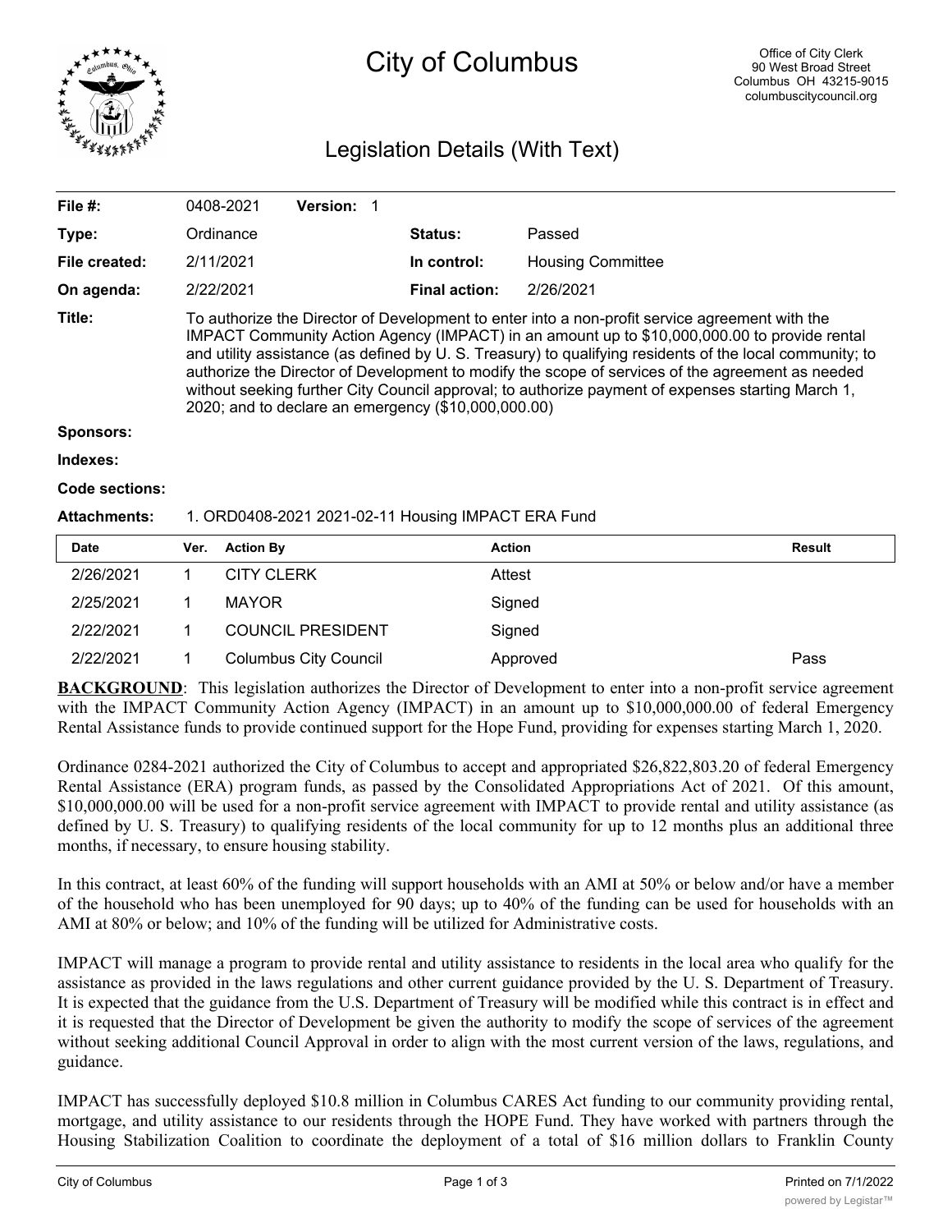# City of Columbus

Office of City Clerk
90 West Broad Street
Columbus OH 43215-9015
columbuscitycouncil.org

## Legislation Details (With Text)

| | | | |
|---|---|---|---|
| **File #:** | 0408-2021 **Version:** 1 | | |
| **Type:** | Ordinance | **Status:** | Passed |
| **File created:** | 2/11/2021 | **In control:** | Housing Committee |
| **On agenda:** | 2/22/2021 | **Final action:** | 2/26/2021 |

**Title:** To authorize the Director of Development to enter into a non-profit service agreement with the IMPACT Community Action Agency (IMPACT) in an amount up to $10,000,000.00 to provide rental and utility assistance (as defined by U. S. Treasury) to qualifying residents of the local community; to authorize the Director of Development to modify the scope of services of the agreement as needed without seeking further City Council approval; to authorize payment of expenses starting March 1, 2020; and to declare an emergency ($10,000,000.00)

**Sponsors:**

**Indexes:**

**Code sections:**

**Attachments:** 1. ORD0408-2021 2021-02-11 Housing IMPACT ERA Fund

| Date | Ver. | Action By | Action | Result |
|---|---|---|---|---|
| 2/26/2021 | 1 | CITY CLERK | Attest | |
| 2/25/2021 | 1 | MAYOR | Signed | |
| 2/22/2021 | 1 | COUNCIL PRESIDENT | Signed | |
| 2/22/2021 | 1 | Columbus City Council | Approved | Pass |

**BACKGROUND**: This legislation authorizes the Director of Development to enter into a non-profit service agreement with the IMPACT Community Action Agency (IMPACT) in an amount up to $10,000,000.00 of federal Emergency Rental Assistance funds to provide continued support for the Hope Fund, providing for expenses starting March 1, 2020.

Ordinance 0284-2021 authorized the City of Columbus to accept and appropriated $26,822,803.20 of federal Emergency Rental Assistance (ERA) program funds, as passed by the Consolidated Appropriations Act of 2021. Of this amount, $10,000,000.00 will be used for a non-profit service agreement with IMPACT to provide rental and utility assistance (as defined by U. S. Treasury) to qualifying residents of the local community for up to 12 months plus an additional three months, if necessary, to ensure housing stability.

In this contract, at least 60% of the funding will support households with an AMI at 50% or below and/or have a member of the household who has been unemployed for 90 days; up to 40% of the funding can be used for households with an AMI at 80% or below; and 10% of the funding will be utilized for Administrative costs.

IMPACT will manage a program to provide rental and utility assistance to residents in the local area who qualify for the assistance as provided in the laws regulations and other current guidance provided by the U. S. Department of Treasury. It is expected that the guidance from the U.S. Department of Treasury will be modified while this contract is in effect and it is requested that the Director of Development be given the authority to modify the scope of services of the agreement without seeking additional Council Approval in order to align with the most current version of the laws, regulations, and guidance.

IMPACT has successfully deployed $10.8 million in Columbus CARES Act funding to our community providing rental, mortgage, and utility assistance to our residents through the HOPE Fund. They have worked with partners through the Housing Stabilization Coalition to coordinate the deployment of a total of $16 million dollars to Franklin County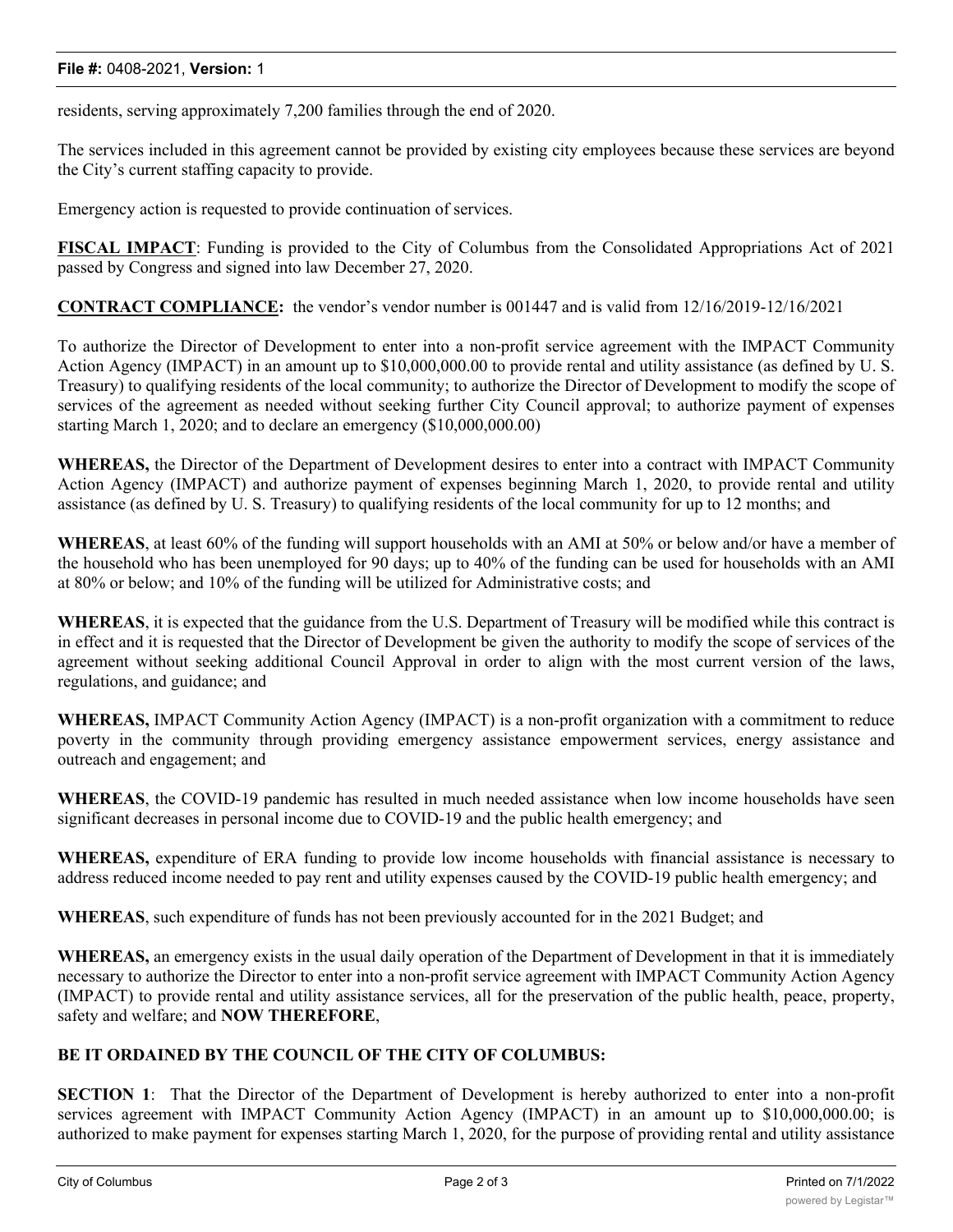residents, serving approximately 7,200 families through the end of 2020.

The services included in this agreement cannot be provided by existing city employees because these services are beyond the City's current staffing capacity to provide.

Emergency action is requested to provide continuation of services.

**FISCAL IMPACT**: Funding is provided to the City of Columbus from the Consolidated Appropriations Act of 2021 passed by Congress and signed into law December 27, 2020.

**CONTRACT COMPLIANCE:** the vendor's vendor number is 001447 and is valid from 12/16/2019-12/16/2021

To authorize the Director of Development to enter into a non-profit service agreement with the IMPACT Community Action Agency (IMPACT) in an amount up to $10,000,000.00 to provide rental and utility assistance (as defined by U. S. Treasury) to qualifying residents of the local community; to authorize the Director of Development to modify the scope of services of the agreement as needed without seeking further City Council approval; to authorize payment of expenses starting March 1, 2020; and to declare an emergency ($10,000,000.00)

**WHEREAS,** the Director of the Department of Development desires to enter into a contract with IMPACT Community Action Agency (IMPACT) and authorize payment of expenses beginning March 1, 2020, to provide rental and utility assistance (as defined by U. S. Treasury) to qualifying residents of the local community for up to 12 months; and

**WHEREAS**, at least 60% of the funding will support households with an AMI at 50% or below and/or have a member of the household who has been unemployed for 90 days; up to 40% of the funding can be used for households with an AMI at 80% or below; and 10% of the funding will be utilized for Administrative costs; and

**WHEREAS**, it is expected that the guidance from the U.S. Department of Treasury will be modified while this contract is in effect and it is requested that the Director of Development be given the authority to modify the scope of services of the agreement without seeking additional Council Approval in order to align with the most current version of the laws, regulations, and guidance; and

**WHEREAS,** IMPACT Community Action Agency (IMPACT) is a non-profit organization with a commitment to reduce poverty in the community through providing emergency assistance empowerment services, energy assistance and outreach and engagement; and

**WHEREAS**, the COVID-19 pandemic has resulted in much needed assistance when low income households have seen significant decreases in personal income due to COVID-19 and the public health emergency; and

**WHEREAS,** expenditure of ERA funding to provide low income households with financial assistance is necessary to address reduced income needed to pay rent and utility expenses caused by the COVID-19 public health emergency; and

**WHEREAS**, such expenditure of funds has not been previously accounted for in the 2021 Budget; and

**WHEREAS,** an emergency exists in the usual daily operation of the Department of Development in that it is immediately necessary to authorize the Director to enter into a non-profit service agreement with IMPACT Community Action Agency (IMPACT) to provide rental and utility assistance services, all for the preservation of the public health, peace, property, safety and welfare; and **NOW THEREFORE**,

**BE IT ORDAINED BY THE COUNCIL OF THE CITY OF COLUMBUS:**

**SECTION 1**: That the Director of the Department of Development is hereby authorized to enter into a non-profit services agreement with IMPACT Community Action Agency (IMPACT) in an amount up to $10,000,000.00; is authorized to make payment for expenses starting March 1, 2020, for the purpose of providing rental and utility assistance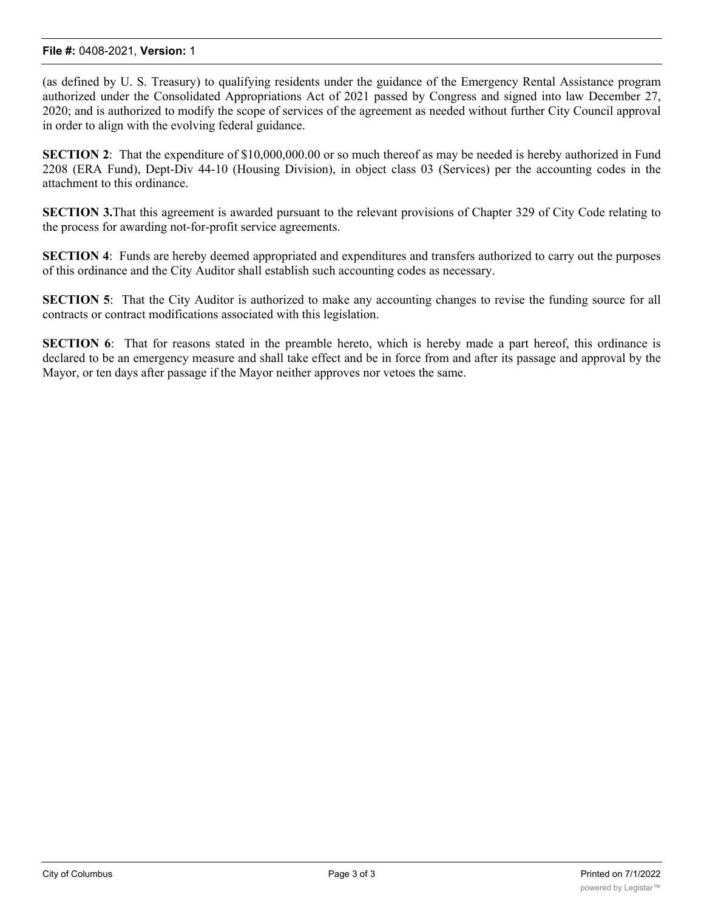(as defined by U. S. Treasury) to qualifying residents under the guidance of the Emergency Rental Assistance program authorized under the Consolidated Appropriations Act of 2021 passed by Congress and signed into law December 27, 2020; and is authorized to modify the scope of services of the agreement as needed without further City Council approval in order to align with the evolving federal guidance.

**SECTION 2**: That the expenditure of $10,000,000.00 or so much thereof as may be needed is hereby authorized in Fund 2208 (ERA Fund), Dept-Div 44-10 (Housing Division), in object class 03 (Services) per the accounting codes in the attachment to this ordinance.

**SECTION 3.**That this agreement is awarded pursuant to the relevant provisions of Chapter 329 of City Code relating to the process for awarding not-for-profit service agreements.

**SECTION 4**: Funds are hereby deemed appropriated and expenditures and transfers authorized to carry out the purposes of this ordinance and the City Auditor shall establish such accounting codes as necessary.

**SECTION 5**: That the City Auditor is authorized to make any accounting changes to revise the funding source for all contracts or contract modifications associated with this legislation.

**SECTION 6**: That for reasons stated in the preamble hereto, which is hereby made a part hereof, this ordinance is declared to be an emergency measure and shall take effect and be in force from and after its passage and approval by the Mayor, or ten days after passage if the Mayor neither approves nor vetoes the same.